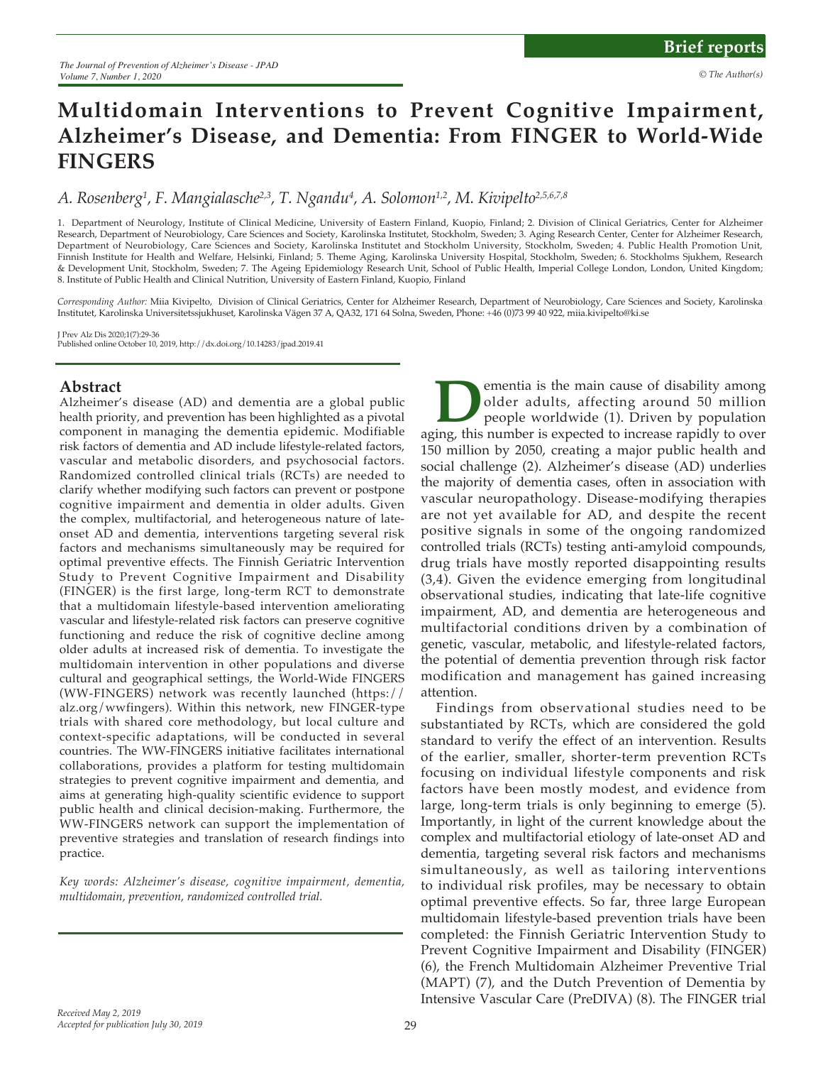# Multidomain Interventions to Prevent Cognitive Impairment, Alzheimer's Disease, and Dementia: From FINGER to World-Wide FINGERS

*A. Rosenberg[1], F. Mangialasche[2,3], T. Ngandu[4], A. Solomon[1,2], M. Kivipelto[2,5,6,7,8]*

1. Department of Neurology, Institute of Clinical Medicine, University of Eastern Finland, Kuopio, Finland; 2. Division of Clinical Geriatrics, Center for Alzheimer Research, Department of Neurobiology, Care Sciences and Society, Karolinska Institutet, Stockholm, Sweden; 3. Aging Research Center, Center for Alzheimer Research, Department of Neurobiology, Care Sciences and Society, Karolinska Institutet and Stockholm University, Stockholm, Sweden; 4. Public Health Promotion Unit, Finnish Institute for Health and Welfare, Helsinki, Finland; 5. Theme Aging, Karolinska University Hospital, Stockholm, Sweden; 6. Stockholms Sjukhem, Research & Development Unit, Stockholm, Sweden; 7. The Ageing Epidemiology Research Unit, School of Public Health, Imperial College London, London, United Kingdom; 8. Institute of Public Health and Clinical Nutrition, University of Eastern Finland, Kuopio, Finland

*Corresponding Author:* Miia Kivipelto, Division of Clinical Geriatrics, Center for Alzheimer Research, Department of Neurobiology, Care Sciences and Society, Karolinska Institutet, Karolinska Universitetssjukhuset, Karolinska Vägen 37 A, QA32, 171 64 Solna, Sweden, Phone: +46 (0)73 99 40 922, miia.kivipelto@ki.se

J Prev Alz Dis 2020;1(7):29-36
Published online October 10, 2019, http://dx.doi.org/10.14283/jpad.2019.41

## Abstract

Alzheimer's disease (AD) and dementia are a global public health priority, and prevention has been highlighted as a pivotal component in managing the dementia epidemic. Modifiable risk factors of dementia and AD include lifestyle-related factors, vascular and metabolic disorders, and psychosocial factors. Randomized controlled clinical trials (RCTs) are needed to clarify whether modifying such factors can prevent or postpone cognitive impairment and dementia in older adults. Given the complex, multifactorial, and heterogeneous nature of late-onset AD and dementia, interventions targeting several risk factors and mechanisms simultaneously may be required for optimal preventive effects. The Finnish Geriatric Intervention Study to Prevent Cognitive Impairment and Disability (FINGER) is the first large, long-term RCT to demonstrate that a multidomain lifestyle-based intervention ameliorating vascular and lifestyle-related risk factors can preserve cognitive functioning and reduce the risk of cognitive decline among older adults at increased risk of dementia. To investigate the multidomain intervention in other populations and diverse cultural and geographical settings, the World-Wide FINGERS (WW-FINGERS) network was recently launched (https://alz.org/wwfingers). Within this network, new FINGER-type trials with shared core methodology, but local culture and context-specific adaptations, will be conducted in several countries. The WW-FINGERS initiative facilitates international collaborations, provides a platform for testing multidomain strategies to prevent cognitive impairment and dementia, and aims at generating high-quality scientific evidence to support public health and clinical decision-making. Furthermore, the WW-FINGERS network can support the implementation of preventive strategies and translation of research findings into practice.

*Key words: Alzheimer's disease, cognitive impairment, dementia, multidomain, prevention, randomized controlled trial.*

*Received May 2, 2019*
*Accepted for publication July 30, 2019*

Dementia is the main cause of disability among older adults, affecting around 50 million people worldwide (1). Driven by population aging, this number is expected to increase rapidly to over 150 million by 2050, creating a major public health and social challenge (2). Alzheimer's disease (AD) underlies the majority of dementia cases, often in association with vascular neuropathology. Disease-modifying therapies are not yet available for AD, and despite the recent positive signals in some of the ongoing randomized controlled trials (RCTs) testing anti-amyloid compounds, drug trials have mostly reported disappointing results (3,4). Given the evidence emerging from longitudinal observational studies, indicating that late-life cognitive impairment, AD, and dementia are heterogeneous and multifactorial conditions driven by a combination of genetic, vascular, metabolic, and lifestyle-related factors, the potential of dementia prevention through risk factor modification and management has gained increasing attention.

Findings from observational studies need to be substantiated by RCTs, which are considered the gold standard to verify the effect of an intervention. Results of the earlier, smaller, shorter-term prevention RCTs focusing on individual lifestyle components and risk factors have been mostly modest, and evidence from large, long-term trials is only beginning to emerge (5). Importantly, in light of the current knowledge about the complex and multifactorial etiology of late-onset AD and dementia, targeting several risk factors and mechanisms simultaneously, as well as tailoring interventions to individual risk profiles, may be necessary to obtain optimal preventive effects. So far, three large European multidomain lifestyle-based prevention trials have been completed: the Finnish Geriatric Intervention Study to Prevent Cognitive Impairment and Disability (FINGER) (6), the French Multidomain Alzheimer Preventive Trial (MAPT) (7), and the Dutch Prevention of Dementia by Intensive Vascular Care (PreDIVA) (8). The FINGER trial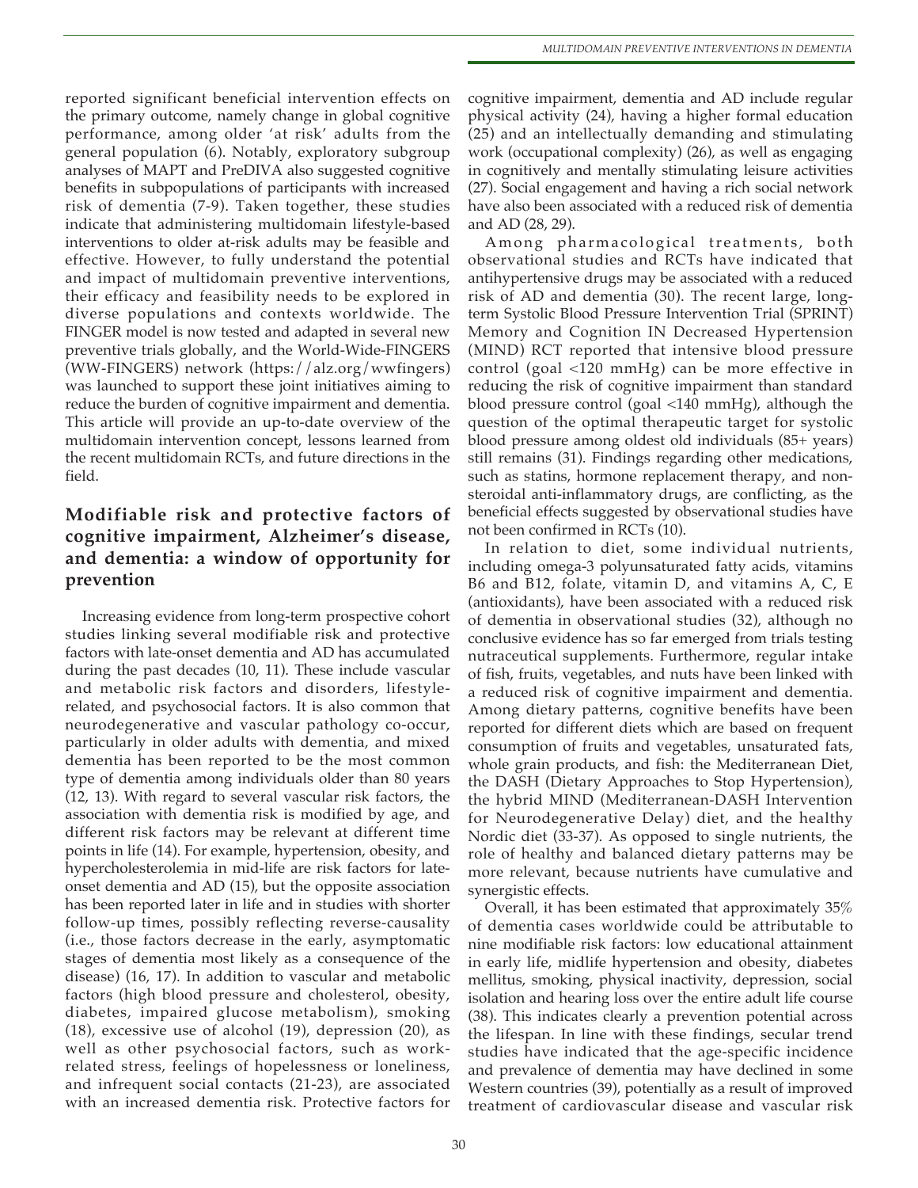reported significant beneficial intervention effects on the primary outcome, namely change in global cognitive performance, among older 'at risk' adults from the general population (6). Notably, exploratory subgroup analyses of MAPT and PreDIVA also suggested cognitive benefits in subpopulations of participants with increased risk of dementia (7-9). Taken together, these studies indicate that administering multidomain lifestyle-based interventions to older at-risk adults may be feasible and effective. However, to fully understand the potential and impact of multidomain preventive interventions, their efficacy and feasibility needs to be explored in diverse populations and contexts worldwide. The FINGER model is now tested and adapted in several new preventive trials globally, and the World-Wide-FINGERS (WW-FINGERS) network (https://alz.org/wwfingers) was launched to support these joint initiatives aiming to reduce the burden of cognitive impairment and dementia. This article will provide an up-to-date overview of the multidomain intervention concept, lessons learned from the recent multidomain RCTs, and future directions in the field.

## Modifiable risk and protective factors of cognitive impairment, Alzheimer's disease, and dementia: a window of opportunity for prevention

Increasing evidence from long-term prospective cohort studies linking several modifiable risk and protective factors with late-onset dementia and AD has accumulated during the past decades (10, 11). These include vascular and metabolic risk factors and disorders, lifestyle-related, and psychosocial factors. It is also common that neurodegenerative and vascular pathology co-occur, particularly in older adults with dementia, and mixed dementia has been reported to be the most common type of dementia among individuals older than 80 years (12, 13). With regard to several vascular risk factors, the association with dementia risk is modified by age, and different risk factors may be relevant at different time points in life (14). For example, hypertension, obesity, and hypercholesterolemia in mid-life are risk factors for late-onset dementia and AD (15), but the opposite association has been reported later in life and in studies with shorter follow-up times, possibly reflecting reverse-causality (i.e., those factors decrease in the early, asymptomatic stages of dementia most likely as a consequence of the disease) (16, 17). In addition to vascular and metabolic factors (high blood pressure and cholesterol, obesity, diabetes, impaired glucose metabolism), smoking (18), excessive use of alcohol (19), depression (20), as well as other psychosocial factors, such as work-related stress, feelings of hopelessness or loneliness, and infrequent social contacts (21-23), are associated with an increased dementia risk. Protective factors for cognitive impairment, dementia and AD include regular physical activity (24), having a higher formal education (25) and an intellectually demanding and stimulating work (occupational complexity) (26), as well as engaging in cognitively and mentally stimulating leisure activities (27). Social engagement and having a rich social network have also been associated with a reduced risk of dementia and AD (28, 29).

Among pharmacological treatments, both observational studies and RCTs have indicated that antihypertensive drugs may be associated with a reduced risk of AD and dementia (30). The recent large, long-term Systolic Blood Pressure Intervention Trial (SPRINT) Memory and Cognition IN Decreased Hypertension (MIND) RCT reported that intensive blood pressure control (goal <120 mmHg) can be more effective in reducing the risk of cognitive impairment than standard blood pressure control (goal <140 mmHg), although the question of the optimal therapeutic target for systolic blood pressure among oldest old individuals (85+ years) still remains (31). Findings regarding other medications, such as statins, hormone replacement therapy, and non-steroidal anti-inflammatory drugs, are conflicting, as the beneficial effects suggested by observational studies have not been confirmed in RCTs (10).

In relation to diet, some individual nutrients, including omega-3 polyunsaturated fatty acids, vitamins B6 and B12, folate, vitamin D, and vitamins A, C, E (antioxidants), have been associated with a reduced risk of dementia in observational studies (32), although no conclusive evidence has so far emerged from trials testing nutraceutical supplements. Furthermore, regular intake of fish, fruits, vegetables, and nuts have been linked with a reduced risk of cognitive impairment and dementia. Among dietary patterns, cognitive benefits have been reported for different diets which are based on frequent consumption of fruits and vegetables, unsaturated fats, whole grain products, and fish: the Mediterranean Diet, the DASH (Dietary Approaches to Stop Hypertension), the hybrid MIND (Mediterranean-DASH Intervention for Neurodegenerative Delay) diet, and the healthy Nordic diet (33-37). As opposed to single nutrients, the role of healthy and balanced dietary patterns may be more relevant, because nutrients have cumulative and synergistic effects.

Overall, it has been estimated that approximately 35% of dementia cases worldwide could be attributable to nine modifiable risk factors: low educational attainment in early life, midlife hypertension and obesity, diabetes mellitus, smoking, physical inactivity, depression, social isolation and hearing loss over the entire adult life course (38). This indicates clearly a prevention potential across the lifespan. In line with these findings, secular trend studies have indicated that the age-specific incidence and prevalence of dementia may have declined in some Western countries (39), potentially as a result of improved treatment of cardiovascular disease and vascular risk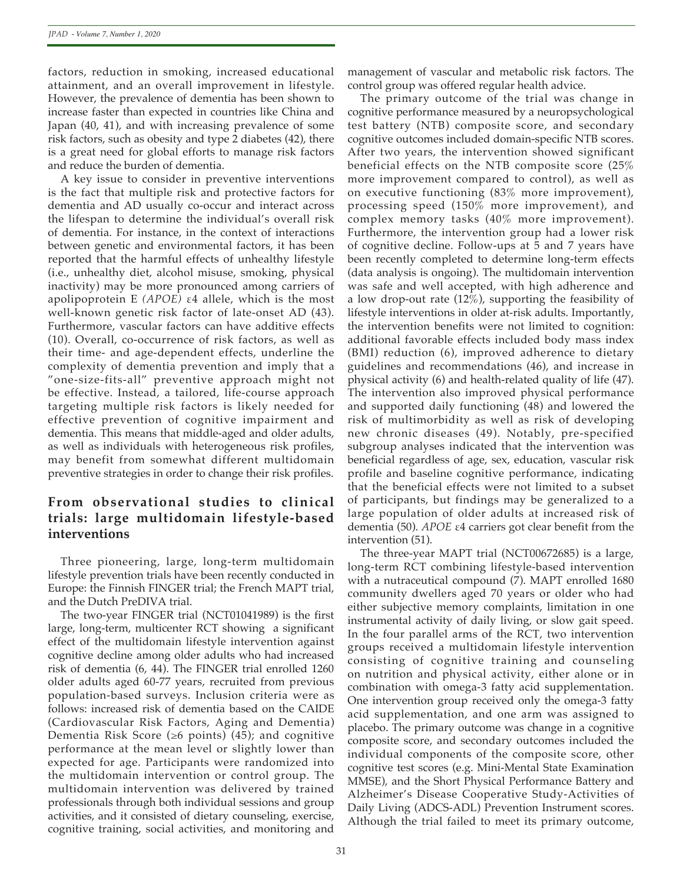factors, reduction in smoking, increased educational attainment, and an overall improvement in lifestyle. However, the prevalence of dementia has been shown to increase faster than expected in countries like China and Japan (40, 41), and with increasing prevalence of some risk factors, such as obesity and type 2 diabetes (42), there is a great need for global efforts to manage risk factors and reduce the burden of dementia.

A key issue to consider in preventive interventions is the fact that multiple risk and protective factors for dementia and AD usually co-occur and interact across the lifespan to determine the individual's overall risk of dementia. For instance, in the context of interactions between genetic and environmental factors, it has been reported that the harmful effects of unhealthy lifestyle (i.e., unhealthy diet, alcohol misuse, smoking, physical inactivity) may be more pronounced among carriers of apolipoprotein E *(APOE)* ε4 allele, which is the most well-known genetic risk factor of late-onset AD (43). Furthermore, vascular factors can have additive effects (10). Overall, co-occurrence of risk factors, as well as their time- and age-dependent effects, underline the complexity of dementia prevention and imply that a "one-size-fits-all" preventive approach might not be effective. Instead, a tailored, life-course approach targeting multiple risk factors is likely needed for effective prevention of cognitive impairment and dementia. This means that middle-aged and older adults, as well as individuals with heterogeneous risk profiles, may benefit from somewhat different multidomain preventive strategies in order to change their risk profiles.

## From observational studies to clinical trials: large multidomain lifestyle-based interventions

Three pioneering, large, long-term multidomain lifestyle prevention trials have been recently conducted in Europe: the Finnish FINGER trial; the French MAPT trial, and the Dutch PreDIVA trial.

The two-year FINGER trial (NCT01041989) is the first large, long-term, multicenter RCT showing a significant effect of the multidomain lifestyle intervention against cognitive decline among older adults who had increased risk of dementia (6, 44). The FINGER trial enrolled 1260 older adults aged 60-77 years, recruited from previous population-based surveys. Inclusion criteria were as follows: increased risk of dementia based on the CAIDE (Cardiovascular Risk Factors, Aging and Dementia) Dementia Risk Score (≥6 points) (45); and cognitive performance at the mean level or slightly lower than expected for age. Participants were randomized into the multidomain intervention or control group. The multidomain intervention was delivered by trained professionals through both individual sessions and group activities, and it consisted of dietary counseling, exercise, cognitive training, social activities, and monitoring and management of vascular and metabolic risk factors. The control group was offered regular health advice.

The primary outcome of the trial was change in cognitive performance measured by a neuropsychological test battery (NTB) composite score, and secondary cognitive outcomes included domain-specific NTB scores. After two years, the intervention showed significant beneficial effects on the NTB composite score (25% more improvement compared to control), as well as on executive functioning (83% more improvement), processing speed (150% more improvement), and complex memory tasks (40% more improvement). Furthermore, the intervention group had a lower risk of cognitive decline. Follow-ups at 5 and 7 years have been recently completed to determine long-term effects (data analysis is ongoing). The multidomain intervention was safe and well accepted, with high adherence and a low drop-out rate (12%), supporting the feasibility of lifestyle interventions in older at-risk adults. Importantly, the intervention benefits were not limited to cognition: additional favorable effects included body mass index (BMI) reduction (6), improved adherence to dietary guidelines and recommendations (46), and increase in physical activity (6) and health-related quality of life (47). The intervention also improved physical performance and supported daily functioning (48) and lowered the risk of multimorbidity as well as risk of developing new chronic diseases (49). Notably, pre-specified subgroup analyses indicated that the intervention was beneficial regardless of age, sex, education, vascular risk profile and baseline cognitive performance, indicating that the beneficial effects were not limited to a subset of participants, but findings may be generalized to a large population of older adults at increased risk of dementia (50). *APOE* ε4 carriers got clear benefit from the intervention (51).

The three-year MAPT trial (NCT00672685) is a large, long-term RCT combining lifestyle-based intervention with a nutraceutical compound (7). MAPT enrolled 1680 community dwellers aged 70 years or older who had either subjective memory complaints, limitation in one instrumental activity of daily living, or slow gait speed. In the four parallel arms of the RCT, two intervention groups received a multidomain lifestyle intervention consisting of cognitive training and counseling on nutrition and physical activity, either alone or in combination with omega-3 fatty acid supplementation. One intervention group received only the omega-3 fatty acid supplementation, and one arm was assigned to placebo. The primary outcome was change in a cognitive composite score, and secondary outcomes included the individual components of the composite score, other cognitive test scores (e.g. Mini-Mental State Examination MMSE), and the Short Physical Performance Battery and Alzheimer's Disease Cooperative Study-Activities of Daily Living (ADCS-ADL) Prevention Instrument scores. Although the trial failed to meet its primary outcome,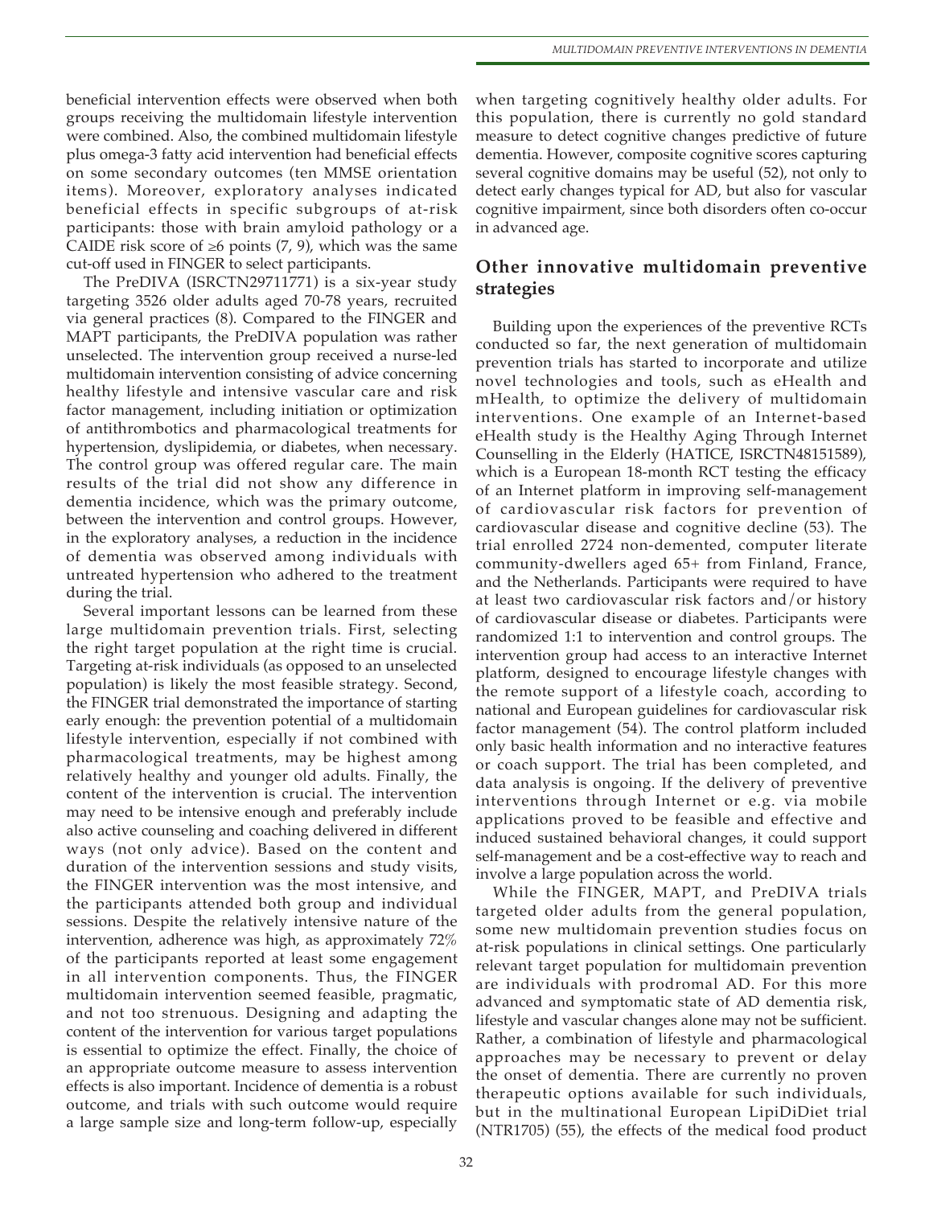beneficial intervention effects were observed when both groups receiving the multidomain lifestyle intervention were combined. Also, the combined multidomain lifestyle plus omega-3 fatty acid intervention had beneficial effects on some secondary outcomes (ten MMSE orientation items). Moreover, exploratory analyses indicated beneficial effects in specific subgroups of at-risk participants: those with brain amyloid pathology or a CAIDE risk score of ≥6 points (7, 9), which was the same cut-off used in FINGER to select participants.

The PreDIVA (ISRCTN29711771) is a six-year study targeting 3526 older adults aged 70-78 years, recruited via general practices (8). Compared to the FINGER and MAPT participants, the PreDIVA population was rather unselected. The intervention group received a nurse-led multidomain intervention consisting of advice concerning healthy lifestyle and intensive vascular care and risk factor management, including initiation or optimization of antithrombotics and pharmacological treatments for hypertension, dyslipidemia, or diabetes, when necessary. The control group was offered regular care. The main results of the trial did not show any difference in dementia incidence, which was the primary outcome, between the intervention and control groups. However, in the exploratory analyses, a reduction in the incidence of dementia was observed among individuals with untreated hypertension who adhered to the treatment during the trial.

Several important lessons can be learned from these large multidomain prevention trials. First, selecting the right target population at the right time is crucial. Targeting at-risk individuals (as opposed to an unselected population) is likely the most feasible strategy. Second, the FINGER trial demonstrated the importance of starting early enough: the prevention potential of a multidomain lifestyle intervention, especially if not combined with pharmacological treatments, may be highest among relatively healthy and younger old adults. Finally, the content of the intervention is crucial. The intervention may need to be intensive enough and preferably include also active counseling and coaching delivered in different ways (not only advice). Based on the content and duration of the intervention sessions and study visits, the FINGER intervention was the most intensive, and the participants attended both group and individual sessions. Despite the relatively intensive nature of the intervention, adherence was high, as approximately 72% of the participants reported at least some engagement in all intervention components. Thus, the FINGER multidomain intervention seemed feasible, pragmatic, and not too strenuous. Designing and adapting the content of the intervention for various target populations is essential to optimize the effect. Finally, the choice of an appropriate outcome measure to assess intervention effects is also important. Incidence of dementia is a robust outcome, and trials with such outcome would require a large sample size and long-term follow-up, especially when targeting cognitively healthy older adults. For this population, there is currently no gold standard measure to detect cognitive changes predictive of future dementia. However, composite cognitive scores capturing several cognitive domains may be useful (52), not only to detect early changes typical for AD, but also for vascular cognitive impairment, since both disorders often co-occur in advanced age.

## Other innovative multidomain preventive strategies

Building upon the experiences of the preventive RCTs conducted so far, the next generation of multidomain prevention trials has started to incorporate and utilize novel technologies and tools, such as eHealth and mHealth, to optimize the delivery of multidomain interventions. One example of an Internet-based eHealth study is the Healthy Aging Through Internet Counselling in the Elderly (HATICE, ISRCTN48151589), which is a European 18-month RCT testing the efficacy of an Internet platform in improving self-management of cardiovascular risk factors for prevention of cardiovascular disease and cognitive decline (53). The trial enrolled 2724 non-demented, computer literate community-dwellers aged 65+ from Finland, France, and the Netherlands. Participants were required to have at least two cardiovascular risk factors and/or history of cardiovascular disease or diabetes. Participants were randomized 1:1 to intervention and control groups. The intervention group had access to an interactive Internet platform, designed to encourage lifestyle changes with the remote support of a lifestyle coach, according to national and European guidelines for cardiovascular risk factor management (54). The control platform included only basic health information and no interactive features or coach support. The trial has been completed, and data analysis is ongoing. If the delivery of preventive interventions through Internet or e.g. via mobile applications proved to be feasible and effective and induced sustained behavioral changes, it could support self-management and be a cost-effective way to reach and involve a large population across the world.

While the FINGER, MAPT, and PreDIVA trials targeted older adults from the general population, some new multidomain prevention studies focus on at-risk populations in clinical settings. One particularly relevant target population for multidomain prevention are individuals with prodromal AD. For this more advanced and symptomatic state of AD dementia risk, lifestyle and vascular changes alone may not be sufficient. Rather, a combination of lifestyle and pharmacological approaches may be necessary to prevent or delay the onset of dementia. There are currently no proven therapeutic options available for such individuals, but in the multinational European LipiDiDiet trial (NTR1705) (55), the effects of the medical food product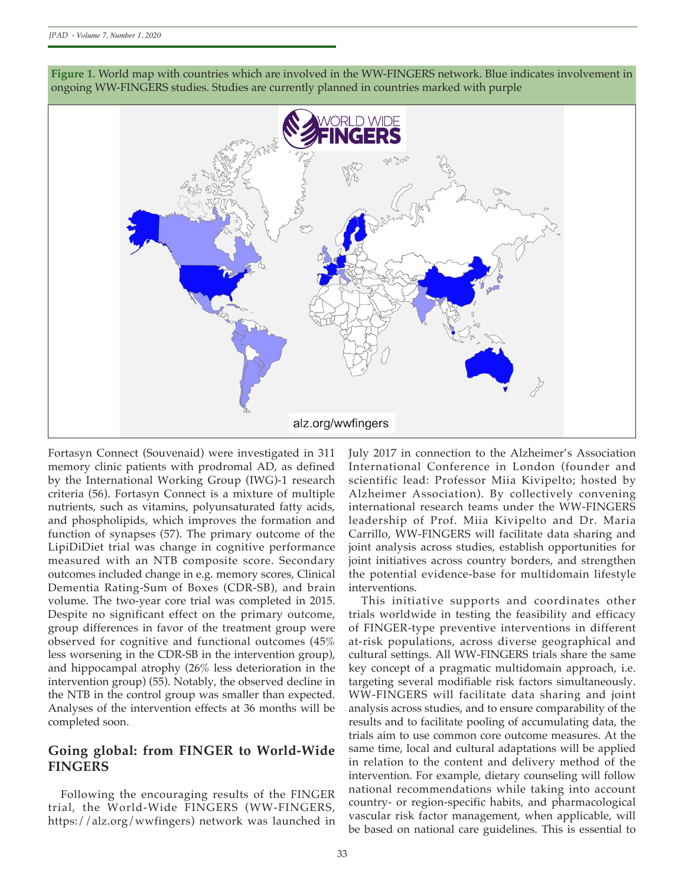**Figure 1.** World map with countries which are involved in the WW-FINGERS network. Blue indicates involvement in ongoing WW-FINGERS studies. Studies are currently planned in countries marked with purple

Fortasyn Connect (Souvenaid) were investigated in 311 memory clinic patients with prodromal AD, as defined by the International Working Group (IWG)-1 research criteria (56). Fortasyn Connect is a mixture of multiple nutrients, such as vitamins, polyunsaturated fatty acids, and phospholipids, which improves the formation and function of synapses (57). The primary outcome of the LipiDiDiet trial was change in cognitive performance measured with an NTB composite score. Secondary outcomes included change in e.g. memory scores, Clinical Dementia Rating-Sum of Boxes (CDR-SB), and brain volume. The two-year core trial was completed in 2015. Despite no significant effect on the primary outcome, group differences in favor of the treatment group were observed for cognitive and functional outcomes (45% less worsening in the CDR-SB in the intervention group), and hippocampal atrophy (26% less deterioration in the intervention group) (55). Notably, the observed decline in the NTB in the control group was smaller than expected. Analyses of the intervention effects at 36 months will be completed soon.

## Going global: from FINGER to World-Wide FINGERS

Following the encouraging results of the FINGER trial, the World-Wide FINGERS (WW-FINGERS, https://alz.org/wwfingers) network was launched in July 2017 in connection to the Alzheimer's Association International Conference in London (founder and scientific lead: Professor Miia Kivipelto; hosted by Alzheimer Association). By collectively convening international research teams under the WW-FINGERS leadership of Prof. Miia Kivipelto and Dr. Maria Carrillo, WW-FINGERS will facilitate data sharing and joint analysis across studies, establish opportunities for joint initiatives across country borders, and strengthen the potential evidence-base for multidomain lifestyle interventions.

This initiative supports and coordinates other trials worldwide in testing the feasibility and efficacy of FINGER-type preventive interventions in different at-risk populations, across diverse geographical and cultural settings. All WW-FINGERS trials share the same key concept of a pragmatic multidomain approach, i.e. targeting several modifiable risk factors simultaneously. WW-FINGERS will facilitate data sharing and joint analysis across studies, and to ensure comparability of the results and to facilitate pooling of accumulating data, the trials aim to use common core outcome measures. At the same time, local and cultural adaptations will be applied in relation to the content and delivery method of the intervention. For example, dietary counseling will follow national recommendations while taking into account country- or region-specific habits, and pharmacological vascular risk factor management, when applicable, will be based on national care guidelines. This is essential to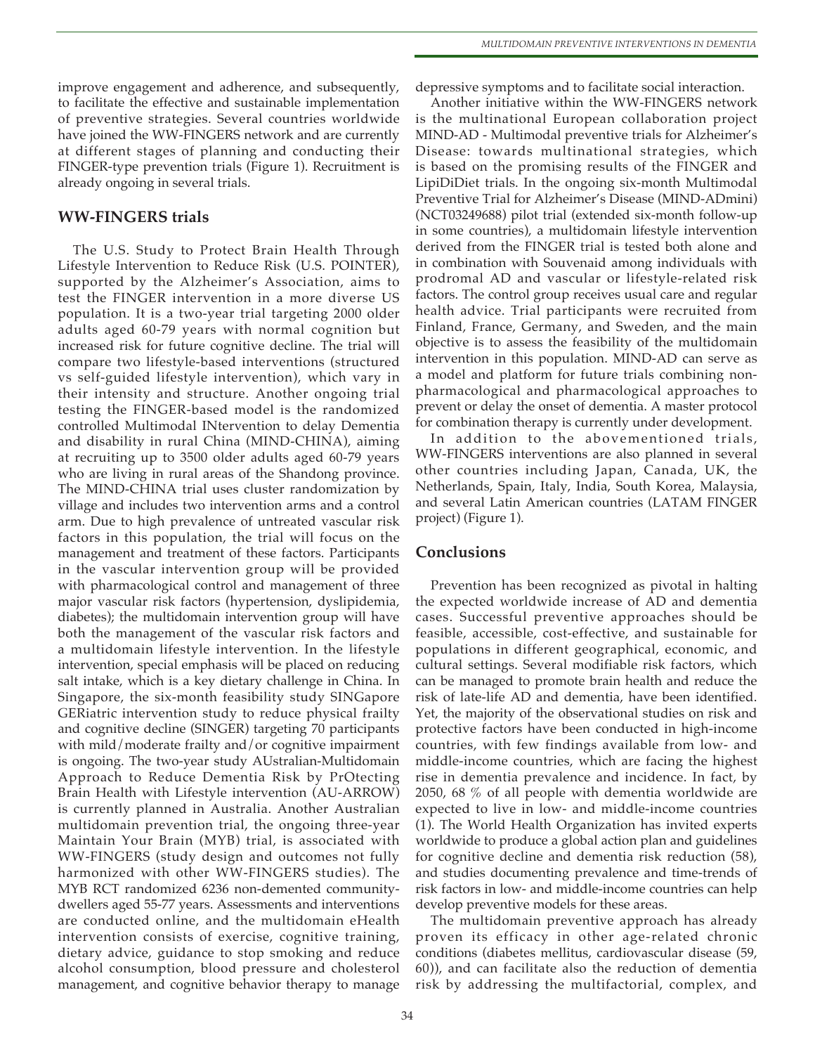improve engagement and adherence, and subsequently, to facilitate the effective and sustainable implementation of preventive strategies. Several countries worldwide have joined the WW-FINGERS network and are currently at different stages of planning and conducting their FINGER-type prevention trials (Figure 1). Recruitment is already ongoing in several trials.

## WW-FINGERS trials

The U.S. Study to Protect Brain Health Through Lifestyle Intervention to Reduce Risk (U.S. POINTER), supported by the Alzheimer's Association, aims to test the FINGER intervention in a more diverse US population. It is a two-year trial targeting 2000 older adults aged 60-79 years with normal cognition but increased risk for future cognitive decline. The trial will compare two lifestyle-based interventions (structured vs self-guided lifestyle intervention), which vary in their intensity and structure. Another ongoing trial testing the FINGER-based model is the randomized controlled Multimodal INtervention to delay Dementia and disability in rural China (MIND-CHINA), aiming at recruiting up to 3500 older adults aged 60-79 years who are living in rural areas of the Shandong province. The MIND-CHINA trial uses cluster randomization by village and includes two intervention arms and a control arm. Due to high prevalence of untreated vascular risk factors in this population, the trial will focus on the management and treatment of these factors. Participants in the vascular intervention group will be provided with pharmacological control and management of three major vascular risk factors (hypertension, dyslipidemia, diabetes); the multidomain intervention group will have both the management of the vascular risk factors and a multidomain lifestyle intervention. In the lifestyle intervention, special emphasis will be placed on reducing salt intake, which is a key dietary challenge in China. In Singapore, the six-month feasibility study SINGapore GERiatric intervention study to reduce physical frailty and cognitive decline (SINGER) targeting 70 participants with mild/moderate frailty and/or cognitive impairment is ongoing. The two-year study AUstralian-Multidomain Approach to Reduce Dementia Risk by PrOtecting Brain Health with Lifestyle intervention (AU-ARROW) is currently planned in Australia. Another Australian multidomain prevention trial, the ongoing three-year Maintain Your Brain (MYB) trial, is associated with WW-FINGERS (study design and outcomes not fully harmonized with other WW-FINGERS studies). The MYB RCT randomized 6236 non-demented community-dwellers aged 55-77 years. Assessments and interventions are conducted online, and the multidomain eHealth intervention consists of exercise, cognitive training, dietary advice, guidance to stop smoking and reduce alcohol consumption, blood pressure and cholesterol management, and cognitive behavior therapy to manage depressive symptoms and to facilitate social interaction.

Another initiative within the WW-FINGERS network is the multinational European collaboration project MIND-AD - Multimodal preventive trials for Alzheimer's Disease: towards multinational strategies, which is based on the promising results of the FINGER and LipiDiDiet trials. In the ongoing six-month Multimodal Preventive Trial for Alzheimer's Disease (MIND-ADmini) (NCT03249688) pilot trial (extended six-month follow-up in some countries), a multidomain lifestyle intervention derived from the FINGER trial is tested both alone and in combination with Souvenaid among individuals with prodromal AD and vascular or lifestyle-related risk factors. The control group receives usual care and regular health advice. Trial participants were recruited from Finland, France, Germany, and Sweden, and the main objective is to assess the feasibility of the multidomain intervention in this population. MIND-AD can serve as a model and platform for future trials combining non-pharmacological and pharmacological approaches to prevent or delay the onset of dementia. A master protocol for combination therapy is currently under development.

In addition to the abovementioned trials, WW-FINGERS interventions are also planned in several other countries including Japan, Canada, UK, the Netherlands, Spain, Italy, India, South Korea, Malaysia, and several Latin American countries (LATAM FINGER project) (Figure 1).

## Conclusions

Prevention has been recognized as pivotal in halting the expected worldwide increase of AD and dementia cases. Successful preventive approaches should be feasible, accessible, cost-effective, and sustainable for populations in different geographical, economic, and cultural settings. Several modifiable risk factors, which can be managed to promote brain health and reduce the risk of late-life AD and dementia, have been identified. Yet, the majority of the observational studies on risk and protective factors have been conducted in high-income countries, with few findings available from low- and middle-income countries, which are facing the highest rise in dementia prevalence and incidence. In fact, by 2050, 68 % of all people with dementia worldwide are expected to live in low- and middle-income countries (1). The World Health Organization has invited experts worldwide to produce a global action plan and guidelines for cognitive decline and dementia risk reduction (58), and studies documenting prevalence and time-trends of risk factors in low- and middle-income countries can help develop preventive models for these areas.

The multidomain preventive approach has already proven its efficacy in other age-related chronic conditions (diabetes mellitus, cardiovascular disease (59, 60)), and can facilitate also the reduction of dementia risk by addressing the multifactorial, complex, and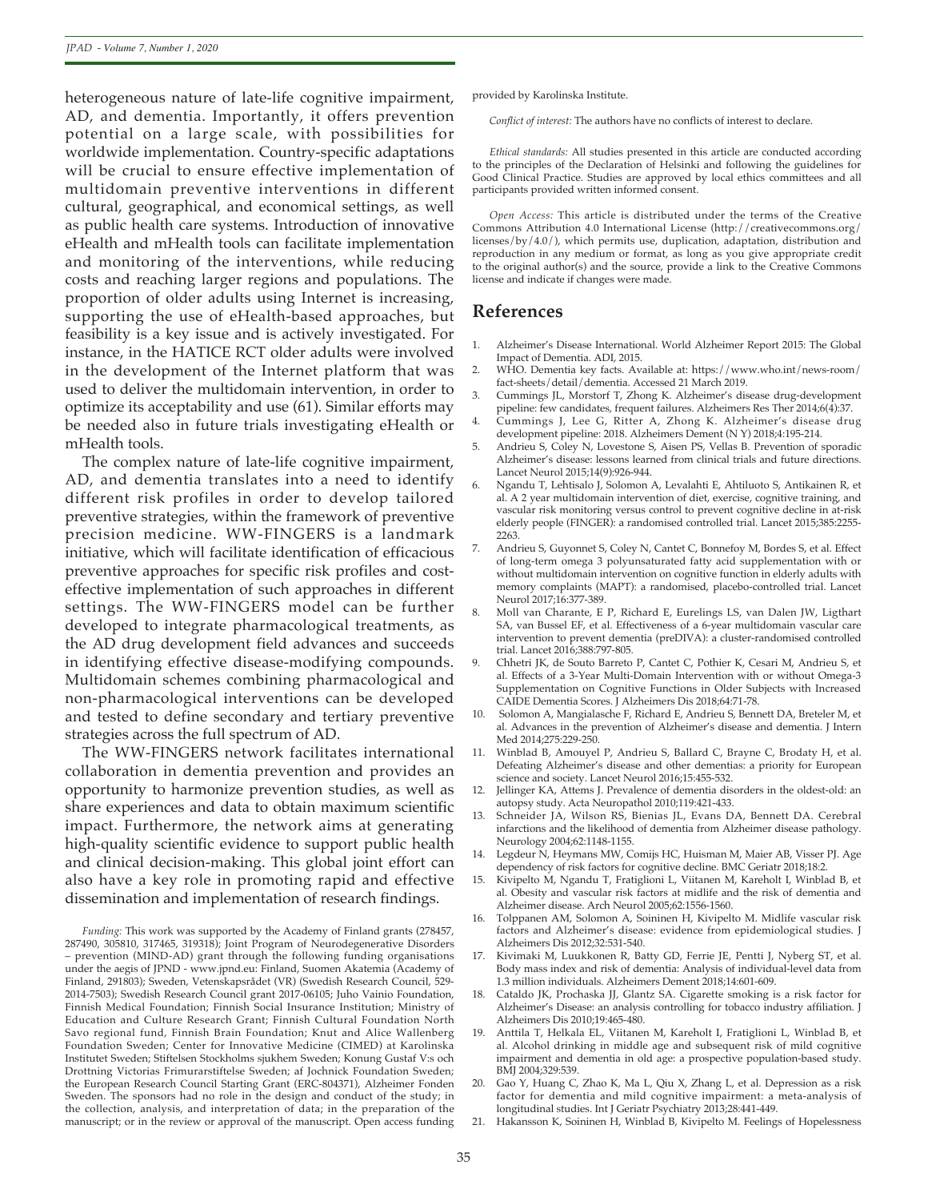heterogeneous nature of late-life cognitive impairment, AD, and dementia. Importantly, it offers prevention potential on a large scale, with possibilities for worldwide implementation. Country-specific adaptations will be crucial to ensure effective implementation of multidomain preventive interventions in different cultural, geographical, and economical settings, as well as public health care systems. Introduction of innovative eHealth and mHealth tools can facilitate implementation and monitoring of the interventions, while reducing costs and reaching larger regions and populations. The proportion of older adults using Internet is increasing, supporting the use of eHealth-based approaches, but feasibility is a key issue and is actively investigated. For instance, in the HATICE RCT older adults were involved in the development of the Internet platform that was used to deliver the multidomain intervention, in order to optimize its acceptability and use (61). Similar efforts may be needed also in future trials investigating eHealth or mHealth tools.

The complex nature of late-life cognitive impairment, AD, and dementia translates into a need to identify different risk profiles in order to develop tailored preventive strategies, within the framework of preventive precision medicine. WW-FINGERS is a landmark initiative, which will facilitate identification of efficacious preventive approaches for specific risk profiles and cost-effective implementation of such approaches in different settings. The WW-FINGERS model can be further developed to integrate pharmacological treatments, as the AD drug development field advances and succeeds in identifying effective disease-modifying compounds. Multidomain schemes combining pharmacological and non-pharmacological interventions can be developed and tested to define secondary and tertiary preventive strategies across the full spectrum of AD.

The WW-FINGERS network facilitates international collaboration in dementia prevention and provides an opportunity to harmonize prevention studies, as well as share experiences and data to obtain maximum scientific impact. Furthermore, the network aims at generating high-quality scientific evidence to support public health and clinical decision-making. This global joint effort can also have a key role in promoting rapid and effective dissemination and implementation of research findings.

*Funding:* This work was supported by the Academy of Finland grants (278457, 287490, 305810, 317465, 319318); Joint Program of Neurodegenerative Disorders – prevention (MIND-AD) grant through the following funding organisations under the aegis of JPND - www.jpnd.eu: Finland, Suomen Akatemia (Academy of Finland, 291803); Sweden, Vetenskapsrådet (VR) (Swedish Research Council, 529-2014-7503); Swedish Research Council grant 2017-06105; Juho Vainio Foundation, Finnish Medical Foundation; Finnish Social Insurance Institution; Ministry of Education and Culture Research Grant; Finnish Cultural Foundation North Savo regional fund, Finnish Brain Foundation; Knut and Alice Wallenberg Foundation Sweden; Center for Innovative Medicine (CIMED) at Karolinska Institutet Sweden; Stiftelsen Stockholms sjukhem Sweden; Konung Gustaf V:s och Drottning Victorias Frimurarstiftelse Sweden; af Jochnick Foundation Sweden; the European Research Council Starting Grant (ERC-804371), Alzheimer Fonden Sweden. The sponsors had no role in the design and conduct of the study; in the collection, analysis, and interpretation of data; in the preparation of the manuscript; or in the review or approval of the manuscript. Open access funding provided by Karolinska Institute.

*Conflict of interest:* The authors have no conflicts of interest to declare.

*Ethical standards:* All studies presented in this article are conducted according to the principles of the Declaration of Helsinki and following the guidelines for Good Clinical Practice. Studies are approved by local ethics committees and all participants provided written informed consent.

*Open Access:* This article is distributed under the terms of the Creative Commons Attribution 4.0 International License (http://creativecommons.org/licenses/by/4.0/), which permits use, duplication, adaptation, distribution and reproduction in any medium or format, as long as you give appropriate credit to the original author(s) and the source, provide a link to the Creative Commons license and indicate if changes were made.

## References

1. Alzheimer's Disease International. World Alzheimer Report 2015: The Global Impact of Dementia. ADI, 2015.
2. WHO. Dementia key facts. Available at: https://www.who.int/news-room/fact-sheets/detail/dementia. Accessed 21 March 2019.
3. Cummings JL, Morstorf T, Zhong K. Alzheimer's disease drug-development pipeline: few candidates, frequent failures. Alzheimers Res Ther 2014;6(4):37.
4. Cummings J, Lee G, Ritter A, Zhong K. Alzheimer's disease drug development pipeline: 2018. Alzheimers Dement (N Y) 2018;4:195-214.
5. Andrieu S, Coley N, Lovestone S, Aisen PS, Vellas B. Prevention of sporadic Alzheimer's disease: lessons learned from clinical trials and future directions. Lancet Neurol 2015;14(9):926-944.
6. Ngandu T, Lehtisalo J, Solomon A, Levalahti E, Ahtiluoto S, Antikainen R, et al. A 2 year multidomain intervention of diet, exercise, cognitive training, and vascular risk monitoring versus control to prevent cognitive decline in at-risk elderly people (FINGER): a randomised controlled trial. Lancet 2015;385:2255-2263.
7. Andrieu S, Guyonnet S, Coley N, Cantet C, Bonnefoy M, Bordes S, et al. Effect of long-term omega 3 polyunsaturated fatty acid supplementation with or without multidomain intervention on cognitive function in elderly adults with memory complaints (MAPT): a randomised, placebo-controlled trial. Lancet Neurol 2017;16:377-389.
8. Moll van Charante, E P, Richard E, Eurelings LS, van Dalen JW, Ligthart SA, van Bussel EF, et al. Effectiveness of a 6-year multidomain vascular care intervention to prevent dementia (preDIVA): a cluster-randomised controlled trial. Lancet 2016;388:797-805.
9. Chhetri JK, de Souto Barreto P, Cantet C, Pothier K, Cesari M, Andrieu S, et al. Effects of a 3-Year Multi-Domain Intervention with or without Omega-3 Supplementation on Cognitive Functions in Older Subjects with Increased CAIDE Dementia Scores. J Alzheimers Dis 2018;64:71-78.
10. Solomon A, Mangialasche F, Richard E, Andrieu S, Bennett DA, Breteler M, et al. Advances in the prevention of Alzheimer's disease and dementia. J Intern Med 2014;275:229-250.
11. Winblad B, Amouyel P, Andrieu S, Ballard C, Brayne C, Brodaty H, et al. Defeating Alzheimer's disease and other dementias: a priority for European science and society. Lancet Neurol 2016;15:455-532.
12. Jellinger KA, Attems J. Prevalence of dementia disorders in the oldest-old: an autopsy study. Acta Neuropathol 2010;119:421-433.
13. Schneider JA, Wilson RS, Bienias JL, Evans DA, Bennett DA. Cerebral infarctions and the likelihood of dementia from Alzheimer disease pathology. Neurology 2004;62:1148-1155.
14. Legdeur N, Heymans MW, Comijs HC, Huisman M, Maier AB, Visser PJ. Age dependency of risk factors for cognitive decline. BMC Geriatr 2018;18:2.
15. Kivipelto M, Ngandu T, Fratiglioni L, Viitanen M, Kareholt I, Winblad B, et al. Obesity and vascular risk factors at midlife and the risk of dementia and Alzheimer disease. Arch Neurol 2005;62:1556-1560.
16. Tolppanen AM, Solomon A, Soininen H, Kivipelto M. Midlife vascular risk factors and Alzheimer's disease: evidence from epidemiological studies. J Alzheimers Dis 2012;32:531-540.
17. Kivimaki M, Luukkonen R, Batty GD, Ferrie JE, Pentti J, Nyberg ST, et al. Body mass index and risk of dementia: Analysis of individual-level data from 1.3 million individuals. Alzheimers Dement 2018;14:601-609.
18. Cataldo JK, Prochaska JJ, Glantz SA. Cigarette smoking is a risk factor for Alzheimer's Disease: an analysis controlling for tobacco industry affiliation. J Alzheimers Dis 2010;19:465-480.
19. Anttila T, Helkala EL, Viitanen M, Kareholt I, Fratiglioni L, Winblad B, et al. Alcohol drinking in middle age and subsequent risk of mild cognitive impairment and dementia in old age: a prospective population-based study. BMJ 2004;329:539.
20. Gao Y, Huang C, Zhao K, Ma L, Qiu X, Zhang L, et al. Depression as a risk factor for dementia and mild cognitive impairment: a meta-analysis of longitudinal studies. Int J Geriatr Psychiatry 2013;28:441-449.
21. Hakansson K, Soininen H, Winblad B, Kivipelto M. Feelings of Hopelessness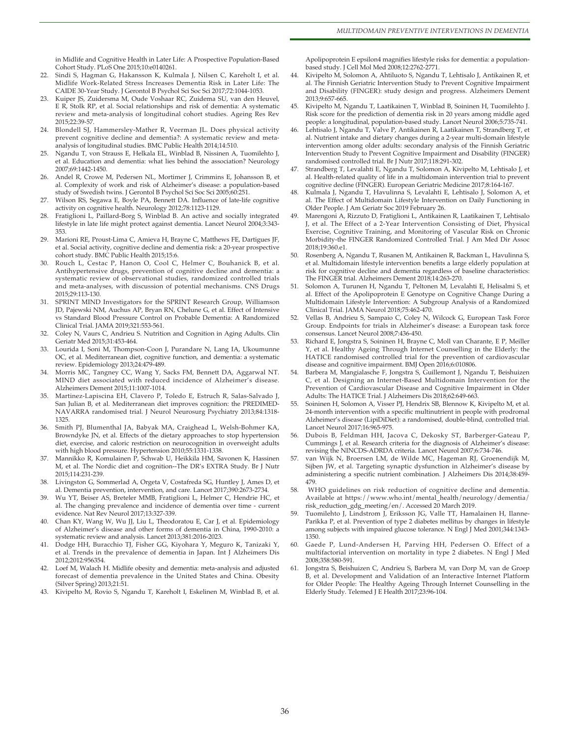in Midlife and Cognitive Health in Later Life: A Prospective Population-Based Cohort Study. PLoS One 2015;10:e0140261.

22. Sindi S, Hagman G, Hakansson K, Kulmala J, Nilsen C, Kareholt I, et al. Midlife Work-Related Stress Increases Dementia Risk in Later Life: The CAIDE 30-Year Study. J Gerontol B Psychol Sci Soc Sci 2017;72:1044-1053.
23. Kuiper JS, Zuidersma M, Oude Voshaar RC, Zuidema SU, van den Heuvel, E R, Stolk RP, et al. Social relationships and risk of dementia: A systematic review and meta-analysis of longitudinal cohort studies. Ageing Res Rev 2015;22:39-57.
24. Blondell SJ, Hammersley-Mather R, Veerman JL. Does physical activity prevent cognitive decline and dementia?: A systematic review and meta-analysis of longitudinal studies. BMC Public Health 2014;14:510.
25. Ngandu T, von Strauss E, Helkala EL, Winblad B, Nissinen A, Tuomilehto J, et al. Education and dementia: what lies behind the association? Neurology 2007;69:1442-1450.
26. Andel R, Crowe M, Pedersen NL, Mortimer J, Crimmins E, Johansson B, et al. Complexity of work and risk of Alzheimer's disease: a population-based study of Swedish twins. J Gerontol B Psychol Sci Soc Sci 2005;60:251.
27. Wilson RS, Segawa E, Boyle PA, Bennett DA. Influence of late-life cognitive activity on cognitive health. Neurology 2012;78:1123-1129.
28. Fratiglioni L, Paillard-Borg S, Winblad B. An active and socially integrated lifestyle in late life might protect against dementia. Lancet Neurol 2004;3:343-353.
29. Marioni RE, Proust-Lima C, Amieva H, Brayne C, Matthews FE, Dartigues JF, et al. Social activity, cognitive decline and dementia risk: a 20-year prospective cohort study. BMC Public Health 2015;15:6.
30. Rouch L, Cestac P, Hanon O, Cool C, Helmer C, Bouhanick B, et al. Antihypertensive drugs, prevention of cognitive decline and dementia: a systematic review of observational studies, randomized controlled trials and meta-analyses, with discussion of potential mechanisms. CNS Drugs 2015;29:113-130.
31. SPRINT MIND Investigators for the SPRINT Research Group, Williamson JD, Pajewski NM, Auchus AP, Bryan RN, Chelune G, et al. Effect of Intensive vs Standard Blood Pressure Control on Probable Dementia: A Randomized Clinical Trial. JAMA 2019;321:553-561.
32. Coley N, Vaurs C, Andrieu S. Nutrition and Cognition in Aging Adults. Clin Geriatr Med 2015;31:453-464.
33. Lourida I, Soni M, Thompson-Coon J, Purandare N, Lang IA, Ukoumunne OC, et al. Mediterranean diet, cognitive function, and dementia: a systematic review. Epidemiology 2013;24:479-489.
34. Morris MC, Tangney CC, Wang Y, Sacks FM, Bennett DA, Aggarwal NT. MIND diet associated with reduced incidence of Alzheimer's disease. Alzheimers Dement 2015;11:1007-1014.
35. Martinez-Lapiscina EH, Clavero P, Toledo E, Estruch R, Salas-Salvado J, San Julian B, et al. Mediterranean diet improves cognition: the PREDIMED-NAVARRA randomised trial. J Neurol Neurosurg Psychiatry 2013;84:1318-1325.
36. Smith PJ, Blumenthal JA, Babyak MA, Craighead L, Welsh-Bohmer KA, Browndyke JN, et al. Effects of the dietary approaches to stop hypertension diet, exercise, and caloric restriction on neurocognition in overweight adults with high blood pressure. Hypertension 2010;55:1331-1338.
37. Mannikko R, Komulainen P, Schwab U, Heikkila HM, Savonen K, Hassinen M, et al. The Nordic diet and cognition--The DR's EXTRA Study. Br J Nutr 2015;114:231-239.
38. Livingston G, Sommerlad A, Orgeta V, Costafreda SG, Huntley J, Ames D, et al. Dementia prevention, intervention, and care. Lancet 2017;390:2673-2734.
39. Wu YT, Beiser AS, Breteler MMB, Fratiglioni L, Helmer C, Hendrie HC, et al. The changing prevalence and incidence of dementia over time - current evidence. Nat Rev Neurol 2017;13:327-339.
40. Chan KY, Wang W, Wu JJ, Liu L, Theodoratou E, Car J, et al. Epidemiology of Alzheimer's disease and other forms of dementia in China, 1990-2010: a systematic review and analysis. Lancet 2013;381:2016-2023.
41. Dodge HH, Buracchio TJ, Fisher GG, Kiyohara Y, Meguro K, Tanizaki Y, et al. Trends in the prevalence of dementia in Japan. Int J Alzheimers Dis 2012;2012:956354.
42. Loef M, Walach H. Midlife obesity and dementia: meta-analysis and adjusted forecast of dementia prevalence in the United States and China. Obesity (Silver Spring) 2013;21:51.
43. Kivipelto M, Rovio S, Ngandu T, Kareholt I, Eskelinen M, Winblad B, et al. Apolipoprotein E epsilon4 magnifies lifestyle risks for dementia: a population-based study. J Cell Mol Med 2008;12:2762-2771.
44. Kivipelto M, Solomon A, Ahtiluoto S, Ngandu T, Lehtisalo J, Antikainen R, et al. The Finnish Geriatric Intervention Study to Prevent Cognitive Impairment and Disability (FINGER): study design and progress. Alzheimers Dement 2013;9:657-665.
45. Kivipelto M, Ngandu T, Laatikainen T, Winblad B, Soininen H, Tuomilehto J. Risk score for the prediction of dementia risk in 20 years among middle aged people: a longitudinal, population-based study. Lancet Neurol 2006;5:735-741.
46. Lehtisalo J, Ngandu T, Valve P, Antikainen R, Laatikainen T, Strandberg T, et al. Nutrient intake and dietary changes during a 2-year multi-domain lifestyle intervention among older adults: secondary analysis of the Finnish Geriatric Intervention Study to Prevent Cognitive Impairment and Disability (FINGER) randomised controlled trial. Br J Nutr 2017;118:291-302.
47. Strandberg T, Levalahti E, Ngandu T, Solomon A, Kivipelto M, Lehtisalo J, et al. Health-related quality of life in a multidomain intervention trial to prevent cognitive decline (FINGER). European Geriatric Medicine 2017;8:164-167.
48. Kulmala J, Ngandu T, Havulinna S, Levalahti E, Lehtisalo J, Solomon A, et al. The Effect of Multidomain Lifestyle Intervention on Daily Functioning in Older People. J Am Geriatr Soc 2019 February 26.
49. Marengoni A, Rizzuto D, Fratiglioni L, Antikainen R, Laatikainen T, Lehtisalo J, et al. The Effect of a 2-Year Intervention Consisting of Diet, Physical Exercise, Cognitive Training, and Monitoring of Vascular Risk on Chronic Morbidity-the FINGER Randomized Controlled Trial. J Am Med Dir Assoc 2018;19:360.e1.
50. Rosenberg A, Ngandu T, Rusanen M, Antikainen R, Backman L, Havulinna S, et al. Multidomain lifestyle intervention benefits a large elderly population at risk for cognitive decline and dementia regardless of baseline characteristics: The FINGER trial. Alzheimers Dement 2018;14:263-270.
51. Solomon A, Turunen H, Ngandu T, Peltonen M, Levalahti E, Helisalmi S, et al. Effect of the Apolipoprotein E Genotype on Cognitive Change During a Multidomain Lifestyle Intervention: A Subgroup Analysis of a Randomized Clinical Trial. JAMA Neurol 2018;75:462-470.
52. Vellas B, Andrieu S, Sampaio C, Coley N, Wilcock G, European Task Force Group. Endpoints for trials in Alzheimer's disease: a European task force consensus. Lancet Neurol 2008;7:436-450.
53. Richard E, Jongstra S, Soininen H, Brayne C, Moll van Charante, E P, Meiller Y, et al. Healthy Ageing Through Internet Counselling in the Elderly: the HATICE randomised controlled trial for the prevention of cardiovascular disease and cognitive impairment. BMJ Open 2016;6:010806.
54. Barbera M, Mangialasche F, Jongstra S, Guillemont J, Ngandu T, Beishuizen C, et al. Designing an Internet-Based Multidomain Intervention for the Prevention of Cardiovascular Disease and Cognitive Impairment in Older Adults: The HATICE Trial. J Alzheimers Dis 2018;62:649-663.
55. Soininen H, Solomon A, Visser PJ, Hendrix SB, Blennow K, Kivipelto M, et al. 24-month intervention with a specific multinutrient in people with prodromal Alzheimer's disease (LipiDiDiet): a randomised, double-blind, controlled trial. Lancet Neurol 2017;16:965-975.
56. Dubois B, Feldman HH, Jacova C, Dekosky ST, Barberger-Gateau P, Cummings J, et al. Research criteria for the diagnosis of Alzheimer's disease: revising the NINCDS-ADRDA criteria. Lancet Neurol 2007;6:734-746.
57. van Wijk N, Broersen LM, de Wilde MC, Hageman RJ, Groenendijk M, Sijben JW, et al. Targeting synaptic dysfunction in Alzheimer's disease by administering a specific nutrient combination. J Alzheimers Dis 2014;38:459-479.
58. WHO guidelines on risk reduction of cognitive decline and dementia. Available at https://www.who.int/mental_health/neurology/dementia/risk_reduction_gdg_meeting/en/. Accessed 20 March 2019.
59. Tuomilehto J, Lindstrom J, Eriksson JG, Valle TT, Hamalainen H, Ilanne-Parikka P, et al. Prevention of type 2 diabetes mellitus by changes in lifestyle among subjects with impaired glucose tolerance. N Engl J Med 2001;344:1343-1350.
60. Gaede P, Lund-Andersen H, Parving HH, Pedersen O. Effect of a multifactorial intervention on mortality in type 2 diabetes. N Engl J Med 2008;358:580-591.
61. Jongstra S, Beishuizen C, Andrieu S, Barbera M, van Dorp M, van de Groep B, et al. Development and Validation of an Interactive Internet Platform for Older People: The Healthy Ageing Through Internet Counselling in the Elderly Study. Telemed J E Health 2017;23:96-104.